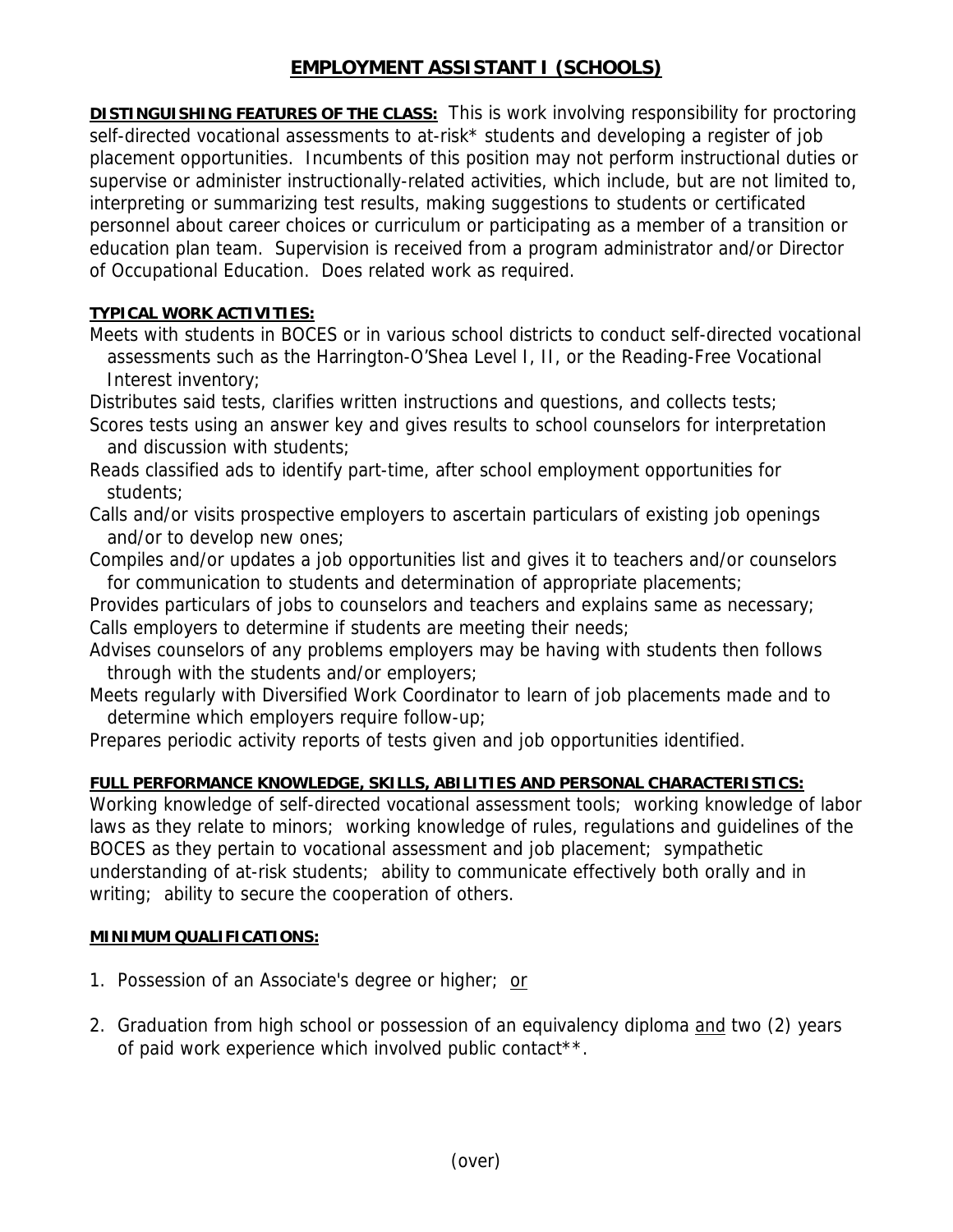# EMPLOYMENT ASSISTANT I (SCHOOLS)

**DISTINGUISHING FEATURES OF THE CLASS:** This is work involving responsibility for proctoring self-directed vocational assessments to at-risk* students and developing a register of job placement opportunities. Incumbents of this position may not perform instructional duties or supervise or administer instructionally-related activities, which include, but are not limited to, interpreting or summarizing test results, making suggestions to students or certificated personnel about career choices or curriculum or participating as a member of a transition or education plan team. Supervision is received from a program administrator and/or Director of Occupational Education. Does related work as required.

**TYPICAL WORK ACTIVITIES:**

Meets with students in BOCES or in various school districts to conduct self-directed vocational assessments such as the Harrington-O'Shea Level I, II, or the Reading-Free Vocational Interest inventory;

Distributes said tests, clarifies written instructions and questions, and collects tests;

Scores tests using an answer key and gives results to school counselors for interpretation and discussion with students;

Reads classified ads to identify part-time, after school employment opportunities for students;

Calls and/or visits prospective employers to ascertain particulars of existing job openings and/or to develop new ones;

Compiles and/or updates a job opportunities list and gives it to teachers and/or counselors for communication to students and determination of appropriate placements;

Provides particulars of jobs to counselors and teachers and explains same as necessary;

Calls employers to determine if students are meeting their needs;

Advises counselors of any problems employers may be having with students then follows through with the students and/or employers;

Meets regularly with Diversified Work Coordinator to learn of job placements made and to determine which employers require follow-up;

Prepares periodic activity reports of tests given and job opportunities identified.

**FULL PERFORMANCE KNOWLEDGE, SKILLS, ABILITIES AND PERSONAL CHARACTERISTICS:**

Working knowledge of self-directed vocational assessment tools; working knowledge of labor laws as they relate to minors; working knowledge of rules, regulations and guidelines of the BOCES as they pertain to vocational assessment and job placement; sympathetic understanding of at-risk students; ability to communicate effectively both orally and in writing; ability to secure the cooperation of others.

**MINIMUM QUALIFICATIONS:**

1. Possession of an Associate's degree or higher; <u>or</u>

2. Graduation from high school or possession of an equivalency diploma <u>and</u> two (2) years of paid work experience which involved public contact**.

(over)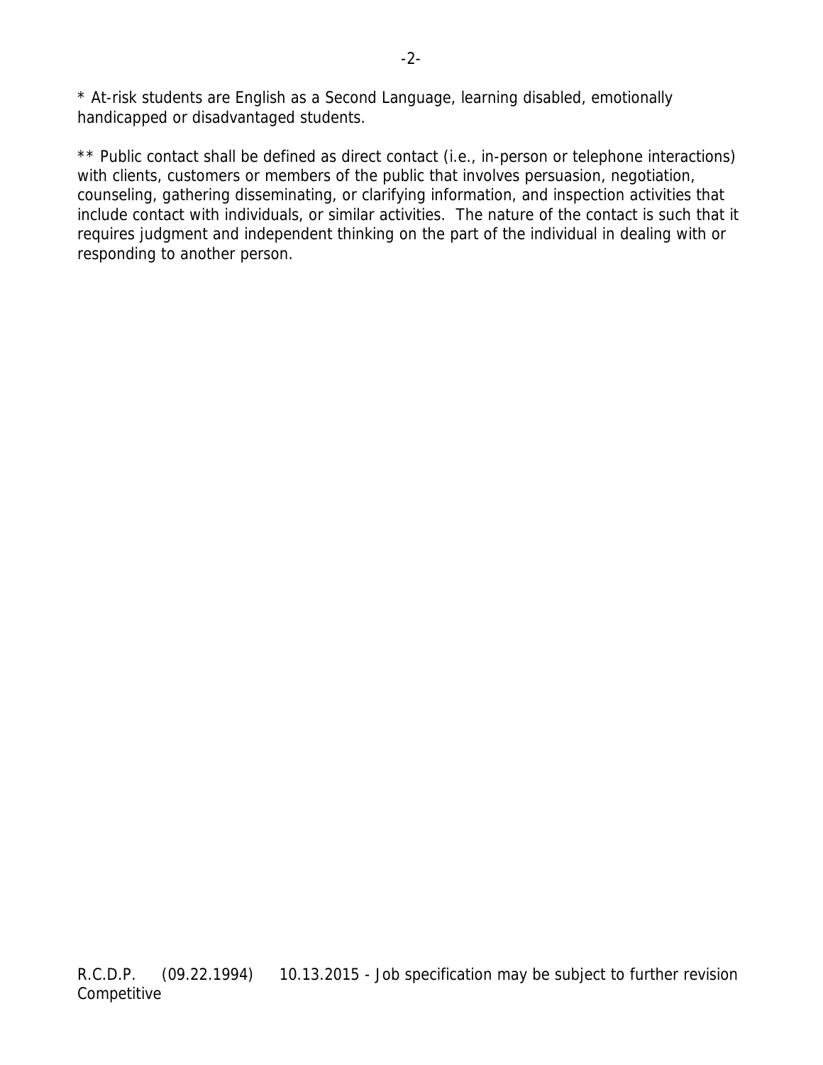* At-risk students are English as a Second Language, learning disabled, emotionally handicapped or disadvantaged students.

** Public contact shall be defined as direct contact (i.e., in-person or telephone interactions) with clients, customers or members of the public that involves persuasion, negotiation, counseling, gathering disseminating, or clarifying information, and inspection activities that include contact with individuals, or similar activities. The nature of the contact is such that it requires judgment and independent thinking on the part of the individual in dealing with or responding to another person.

R.C.D.P. (09.22.1994) 10.13.2015 - Job specification may be subject to further revision
Competitive